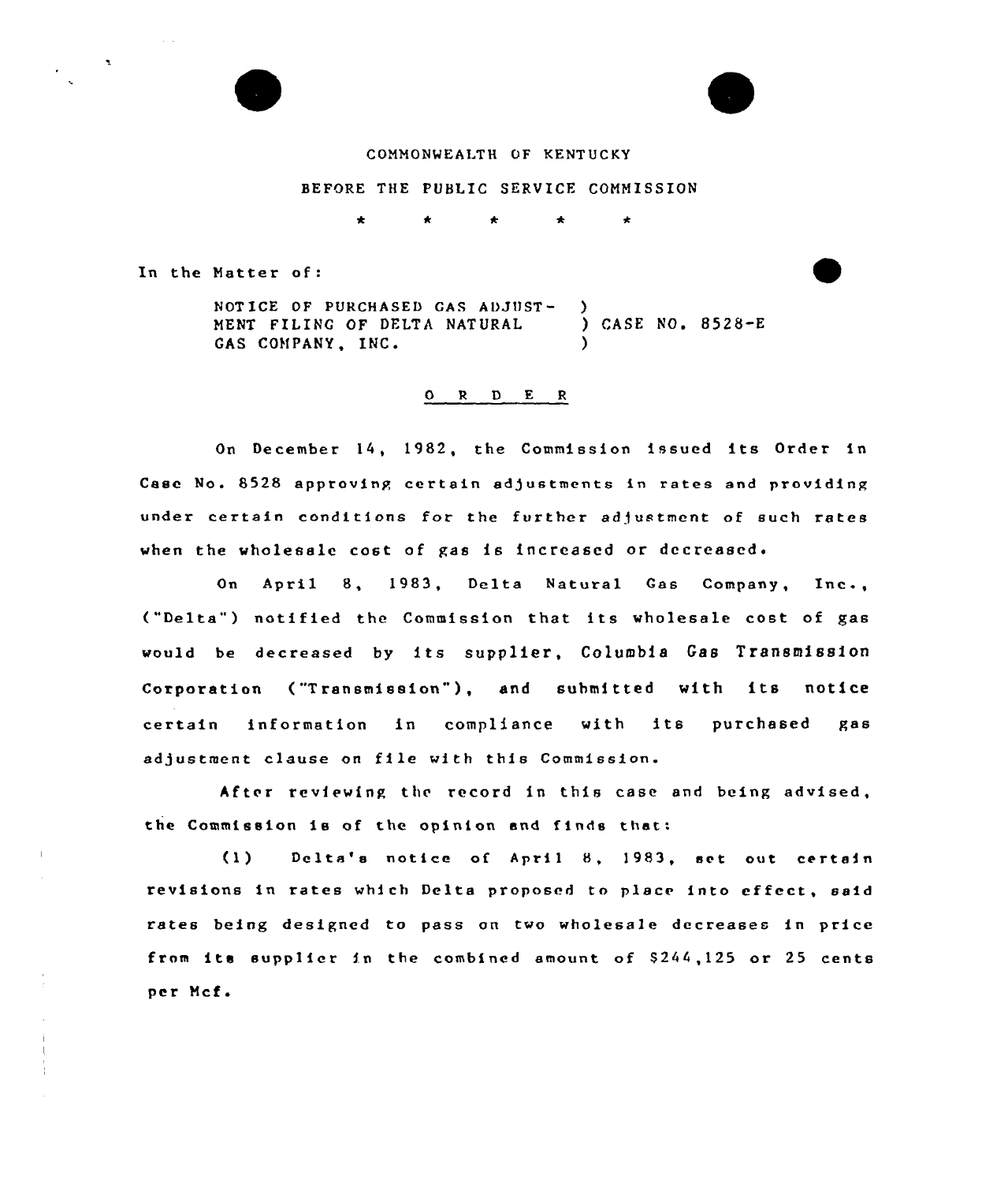COMMONWEALTH OF KENTUCKY

BEFORE THE PUBLIC SERVICE COMMISSION

\* \* \* \* \*

In the Matter of:

NOTICE OF PURCHASED GAS ADJUSTMENT FILING OF DELTA NATURAL GAS COMPANY, INC. ) CASE NO. 8528-E

## O R D E R

On December 14, 1982, the Commission issued its Order in Case No. 8528 approving certain adjustments in rates and providing under certain conditions for the further adjustment of such rates when the wholesale cost of gas is increased or decreased.

On April 8, 1983, Delta Natural Gas Company, Inc., ("Delta") notified the Commission that its wholesale cost of gas would be decreased by its supplier, Columbia Gas Transmission Corporation ("Transmission"), and submitted with its notice certain information in compliance with its purchased gas adjustment clause on file with this Commission.

After reviewing the record in this case and being advised, the Commission is of the opinion and finds that:

(1) Delta's notice of April 8, 1983, set out certain revisions in rates which Delta proposed to place into effect, said rates being designed to pass on two wholesale decreases in price from its supplier in the combined amount of $244,125 or 25 cents per Mcf.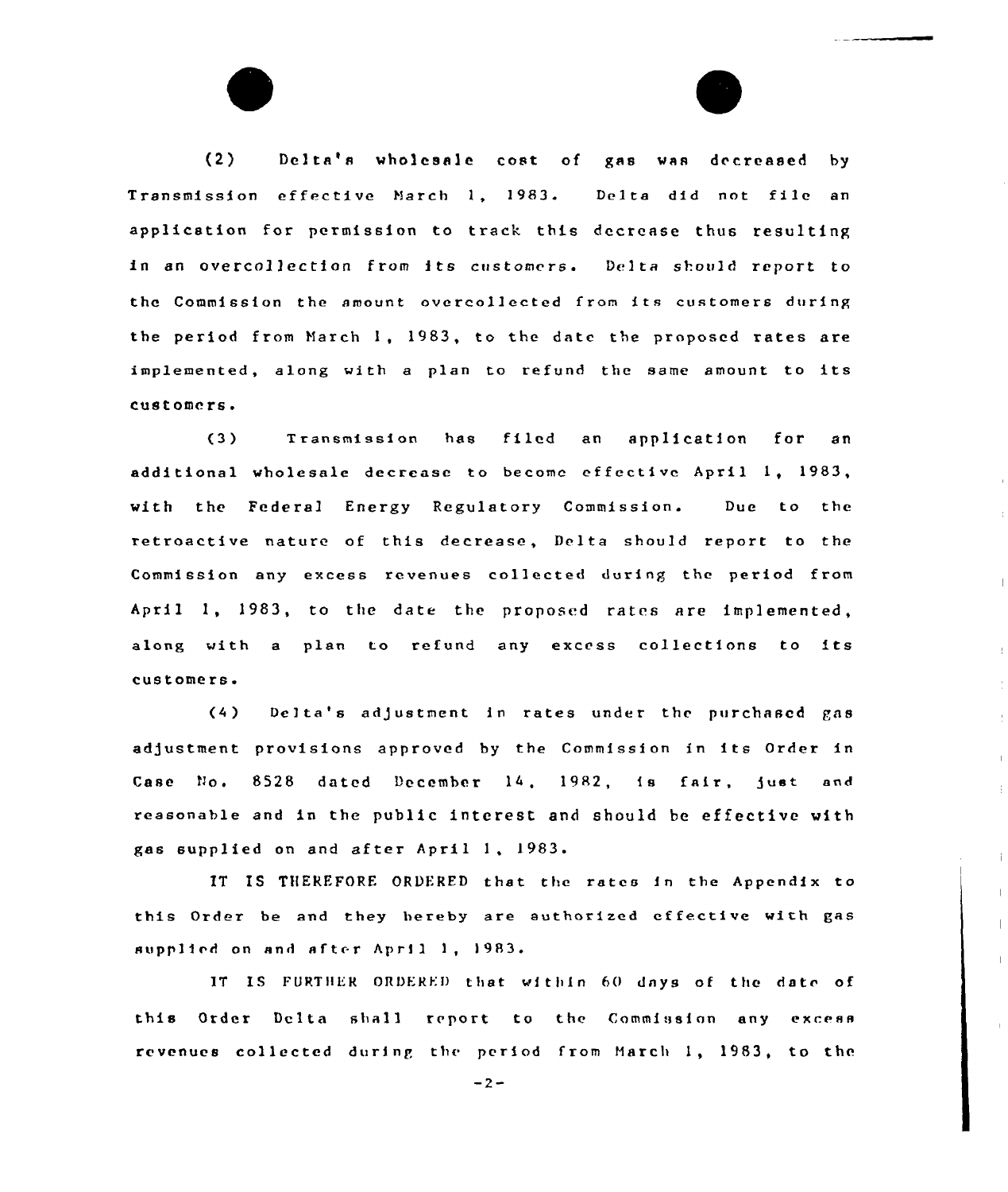(2) Delta's wholesale cost of gas was decreased by Transmission effective March 1, 1983. Delta did not file an application for permission to track this decrease thus resulting in an overcollection from its customers. Delta should report to the Commission the amount overcollected from its customers during the period from March 1, 1983, to the date the proposed rates are implemented, along with a plan to refund the same amount to its customers.

(3) Transmission has filed an application for an additional wholesale decrease to become effective April 1, 1983, with the Federal Energy Regulatory Commission. Due to the retroactive nature of this decrease, Delta should report to the Commission any excess revenues collected during the period from April 1, 1983, to the date the proposed rates are implemented, along with a plan to refund any excess collections to its customers.

(4) Delta's adjustment in rates under the purchased gas adjustment provisions approved by the Commission in its Order in Case No. 8528 dated December 14, 1982, is fair, just and reasonable and in the public interest and should be effective with gas supplied on and after April 1, 1983.

IT IS THEREFORE ORDERED that the rates in the Appendix to this Order be and they hereby are authorized effective with gas supplied on and after April 1, 1983.

IT IS FURTHER ORDERED that within 60 days of the date of this Order Delta shall report to the Commission any excess revenues collected during the period from March 1, 1983, to the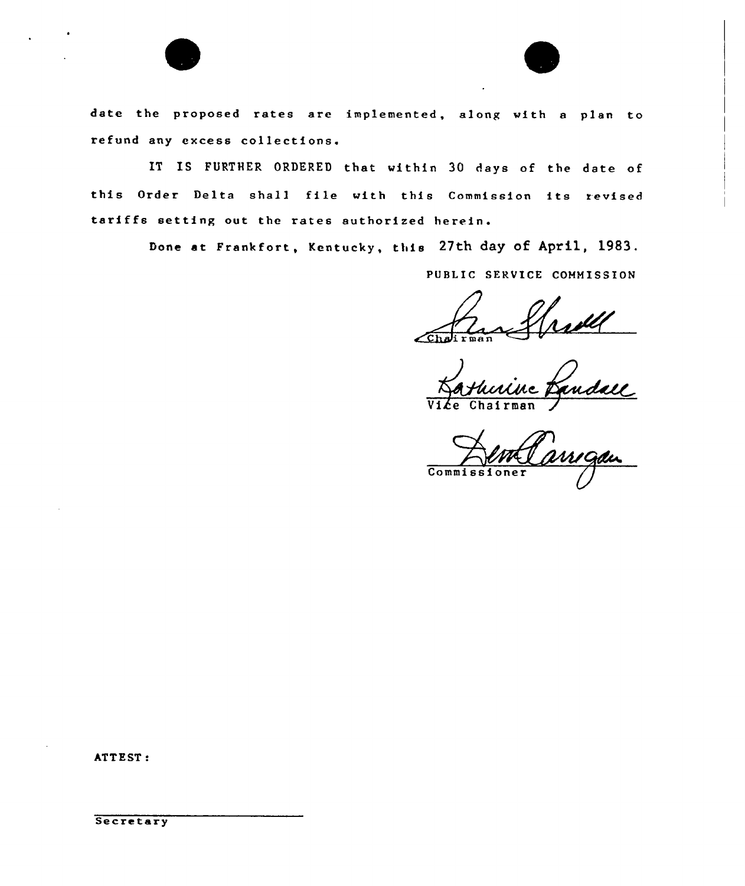date the proposed rates are implemented, along with a plan to refund any excess collections.

IT IS FURTHER ORDERED that within 30 days of the date of this Order Delta shall file with this Commission its revised tariffs setting out the rates authorized herein.

Done at Frankfort, Kentucky, this 27th day of April, 1983.

PUBLIC SERVICE COMMISSION

Chairman

Vice Chairman

Commissioner

ATTEST:

Secretary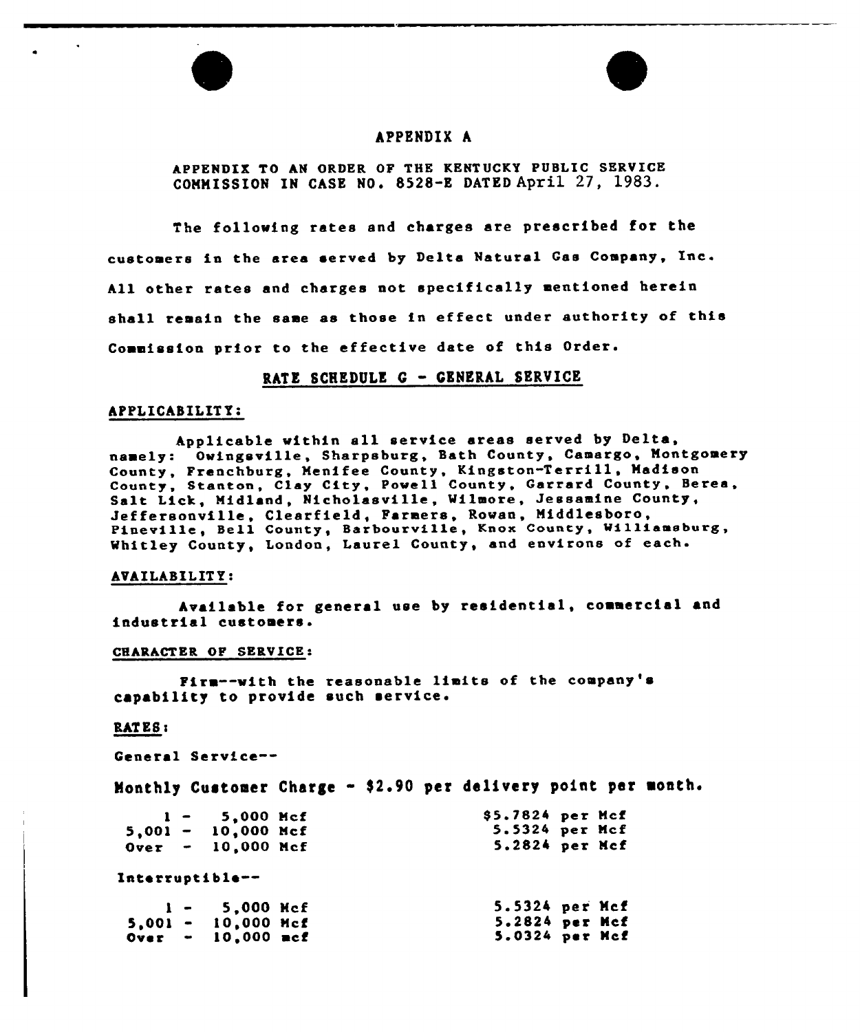# APPENDIX A

APPENDIX TO AN ORDER OF THE KENTUCKY PUBLIC SERVICE COMMISSION IN CASE NO. 8528-E DATED April 27, 1983.

The following rates and charges are prescribed for the customers in the area served by Delta Natural Gas Company, Inc. All other rates and charges not specifically mentioned herein shall remain the same as those in effect under authority of this Commission prior to the effective date of this Order.

## RATE SCHEDULE G - GENERAL SERVICE

**APPLICABILITY:**

Applicable within all service areas served by Delta, namely: Owingsville, Sharpsburg, Bath County, Camargo, Montgomery County, Frenchburg, Menifee County, Kingston-Terrill, Madison County, Stanton, Clay City, Powell County, Garrard County, Berea, Salt Lick, Midland, Nicholasville, Wilmore, Jessamine County, Jeffersonville, Clearfield, Farmers, Rowan, Middlesboro, Pineville, Bell County, Barbourville, Knox County, Williamsburg, Whitley County, London, Laurel County, and environs of each.

**AVAILABILITY:**

Available for general use by residential, commercial and industrial customers.

**CHARACTER OF SERVICE:**

Firm--with the reasonable limits of the company's capability to provide such service.

**RATES:**

General Service--

Monthly Customer Charge - $2.90 per delivery point per month.

| | |
|---|---|
| 1 - 5,000 Mcf | $5.7824 per Mcf |
| 5,001 - 10,000 Mcf | 5.5324 per Mcf |
| Over - 10,000 Mcf | 5.2824 per Mcf |

Interruptible--

| | |
|---|---|
| 1 - 5,000 Mcf | 5.5324 per Mcf |
| 5,001 - 10,000 Mcf | 5.2824 per Mcf |
| Over - 10,000 mcf | 5.0324 per Mcf |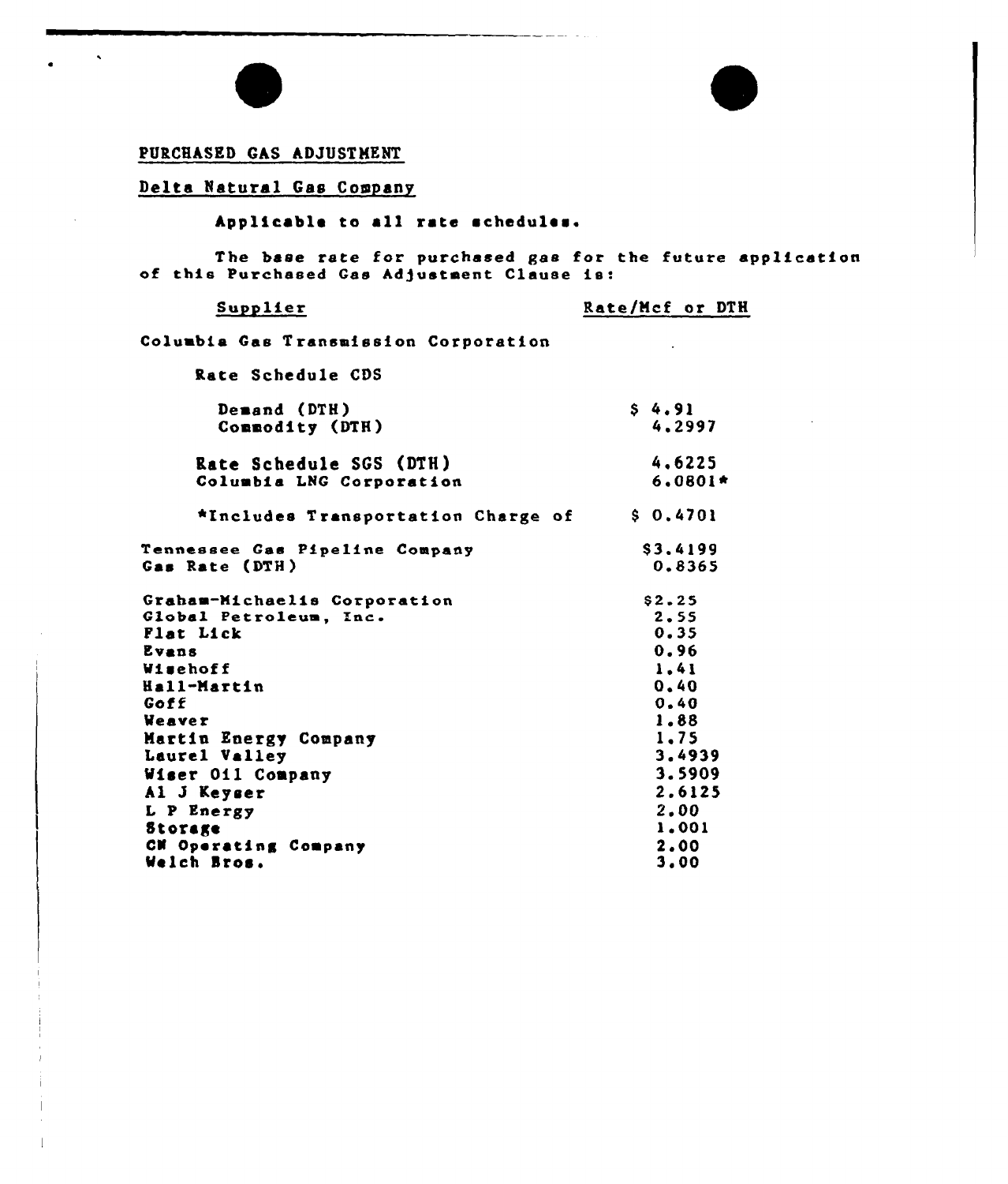PURCHASED GAS ADJUSTMENT

Delta Natural Gas Company

Applicable to all rate schedules.

The base rate for purchased gas for the future application of this Purchased Gas Adjustment Clause is:

| Supplier | Rate/Mcf or DTH |
|---|---|
| Columbia Gas Transmission Corporation | |
| Rate Schedule CDS | |
| Demand (DTH) | $ 4.91 |
| Commodity (DTH) | 4.2997 |
| Rate Schedule SGS (DTH) | 4.6225 |
| Columbia LNG Corporation | 6.0801* |
| *Includes Transportation Charge of | $ 0.4701 |
| Tennessee Gas Pipeline Company | $3.4199 |
| Gas Rate (DTH) | 0.8365 |
| Graham-Michaelis Corporation | $2.25 |
| Global Petroleum, Inc. | 2.55 |
| Flat Lick | 0.35 |
| Evans | 0.96 |
| Wisehoff | 1.41 |
| Hall-Martin | 0.40 |
| Goff | 0.40 |
| Weaver | 1.88 |
| Martin Energy Company | 1.75 |
| Laurel Valley | 3.4939 |
| Wiser Oil Company | 3.5909 |
| Al J Keyser | 2.6125 |
| L P Energy | 2.00 |
| Storage | 1.001 |
| CN Operating Company | 2.00 |
| Welch Bros. | 3.00 |